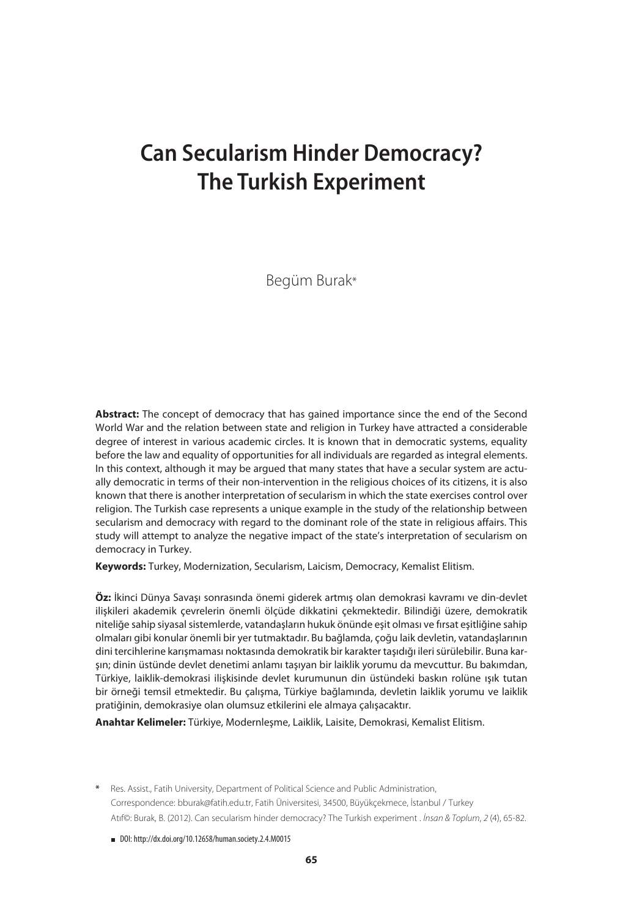# Can Secularism Hinder Democracy? The Turkish Experiment

Begüm Burak*

**Abstract:** The concept of democracy that has gained importance since the end of the Second World War and the relation between state and religion in Turkey have attracted a considerable degree of interest in various academic circles. It is known that in democratic systems, equality before the law and equality of opportunities for all individuals are regarded as integral elements. In this context, although it may be argued that many states that have a secular system are actually democratic in terms of their non-intervention in the religious choices of its citizens, it is also known that there is another interpretation of secularism in which the state exercises control over religion. The Turkish case represents a unique example in the study of the relationship between secularism and democracy with regard to the dominant role of the state in religious affairs. This study will attempt to analyze the negative impact of the state's interpretation of secularism on democracy in Turkey.

**Keywords:** Turkey, Modernization, Secularism, Laicism, Democracy, Kemalist Elitism.

**Öz:** İkinci Dünya Savaşı sonrasında önemi giderek artmış olan demokrasi kavramı ve din-devlet ilişkileri akademik çevrelerin önemli ölçüde dikkatini çekmektedir. Bilindiği üzere, demokratik niteliğe sahip siyasal sistemlerde, vatandaşların hukuk önünde eşit olması ve fırsat eşitliğine sahip olmaları gibi konular önemli bir yer tutmaktadır. Bu bağlamda, çoğu laik devletin, vatandaşlarının dini tercihlerine karışmaması noktasında demokratik bir karakter taşıdığı ileri sürülebilir. Buna karşın; dinin üstünde devlet denetimi anlamı taşıyan bir laiklik yorumu da mevcuttur. Bu bakımdan, Türkiye, laiklik-demokrasi ilişkisinde devlet kurumunun din üstündeki baskın rolüne ışık tutan bir örneği temsil etmektedir. Bu çalışma, Türkiye bağlamında, devletin laiklik yorumu ve laiklik pratiğinin, demokrasiye olan olumsuz etkilerini ele almaya çalışacaktır.

**Anahtar Kelimeler:** Türkiye, Modernleşme, Laiklik, Laisite, Demokrasi, Kemalist Elitism.

\* Res. Assist., Fatih University, Department of Political Science and Public Administration, Correspondence: bburak@fatih.edu.tr, Fatih Üniversitesi, 34500, Büyükçekmece, İstanbul / Turkey
Atıf©: Burak, B. (2012). Can secularism hinder democracy? The Turkish experiment . *İnsan & Toplum*, *2* (4), 65-82.

DOI: http://dx.doi.org/10.12658/human.society.2.4.M0015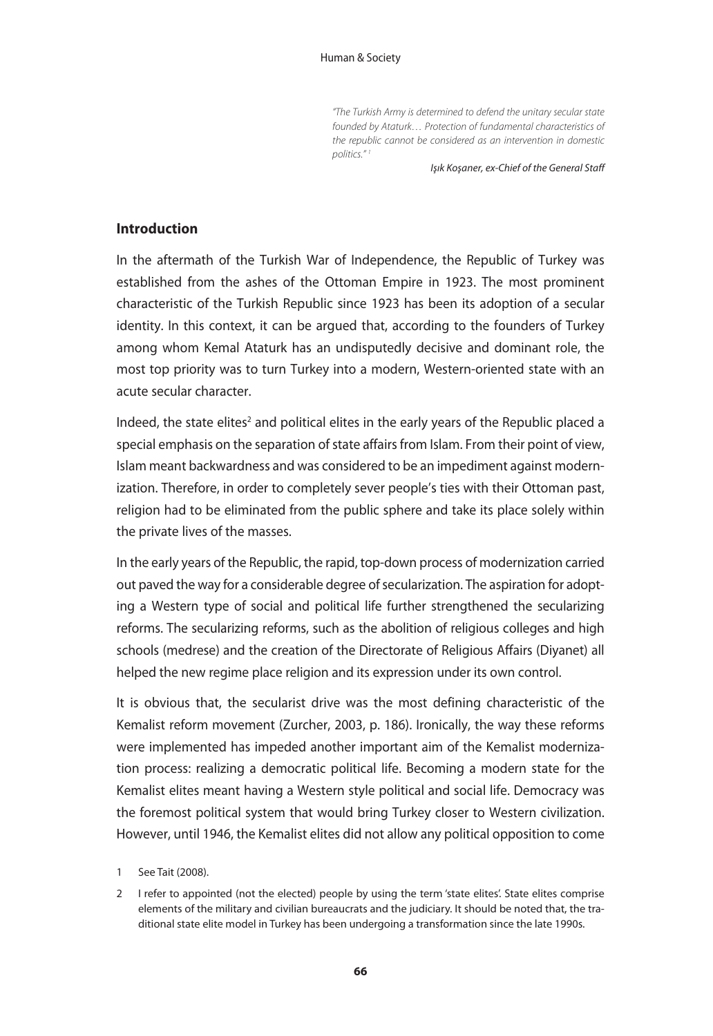*"The Turkish Army is determined to defend the unitary secular state founded by Ataturk… Protection of fundamental characteristics of the republic cannot be considered as an intervention in domestic politics."* [1]

*Işık Koşaner, ex-Chief of the General Staff*

## Introduction

In the aftermath of the Turkish War of Independence, the Republic of Turkey was established from the ashes of the Ottoman Empire in 1923. The most prominent characteristic of the Turkish Republic since 1923 has been its adoption of a secular identity. In this context, it can be argued that, according to the founders of Turkey among whom Kemal Ataturk has an undisputedly decisive and dominant role, the most top priority was to turn Turkey into a modern, Western-oriented state with an acute secular character.

Indeed, the state elites[2] and political elites in the early years of the Republic placed a special emphasis on the separation of state affairs from Islam. From their point of view, Islam meant backwardness and was considered to be an impediment against modernization. Therefore, in order to completely sever people's ties with their Ottoman past, religion had to be eliminated from the public sphere and take its place solely within the private lives of the masses.

In the early years of the Republic, the rapid, top-down process of modernization carried out paved the way for a considerable degree of secularization. The aspiration for adopting a Western type of social and political life further strengthened the secularizing reforms. The secularizing reforms, such as the abolition of religious colleges and high schools (medrese) and the creation of the Directorate of Religious Affairs (Diyanet) all helped the new regime place religion and its expression under its own control.

It is obvious that, the secularist drive was the most defining characteristic of the Kemalist reform movement (Zurcher, 2003, p. 186). Ironically, the way these reforms were implemented has impeded another important aim of the Kemalist modernization process: realizing a democratic political life. Becoming a modern state for the Kemalist elites meant having a Western style political and social life. Democracy was the foremost political system that would bring Turkey closer to Western civilization. However, until 1946, the Kemalist elites did not allow any political opposition to come

1 See Tait (2008).

2 I refer to appointed (not the elected) people by using the term 'state elites'. State elites comprise elements of the military and civilian bureaucrats and the judiciary. It should be noted that, the traditional state elite model in Turkey has been undergoing a transformation since the late 1990s.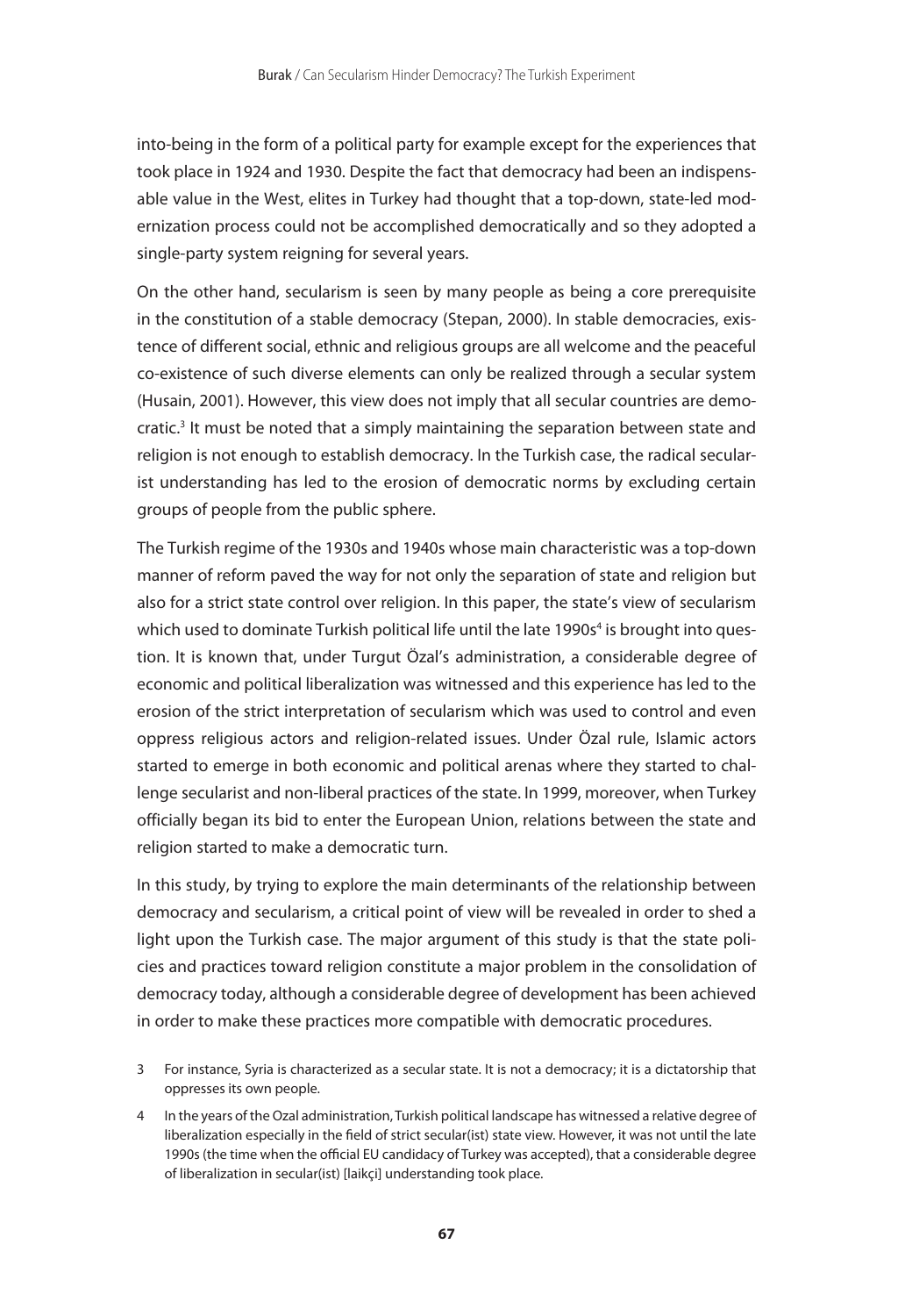into-being in the form of a political party for example except for the experiences that took place in 1924 and 1930. Despite the fact that democracy had been an indispensable value in the West, elites in Turkey had thought that a top-down, state-led modernization process could not be accomplished democratically and so they adopted a single-party system reigning for several years.

On the other hand, secularism is seen by many people as being a core prerequisite in the constitution of a stable democracy (Stepan, 2000). In stable democracies, existence of different social, ethnic and religious groups are all welcome and the peaceful co-existence of such diverse elements can only be realized through a secular system (Husain, 2001). However, this view does not imply that all secular countries are democratic.[3] It must be noted that a simply maintaining the separation between state and religion is not enough to establish democracy. In the Turkish case, the radical secularist understanding has led to the erosion of democratic norms by excluding certain groups of people from the public sphere.

The Turkish regime of the 1930s and 1940s whose main characteristic was a top-down manner of reform paved the way for not only the separation of state and religion but also for a strict state control over religion. In this paper, the state's view of secularism which used to dominate Turkish political life until the late 1990s[4] is brought into question. It is known that, under Turgut Özal's administration, a considerable degree of economic and political liberalization was witnessed and this experience has led to the erosion of the strict interpretation of secularism which was used to control and even oppress religious actors and religion-related issues. Under Özal rule, Islamic actors started to emerge in both economic and political arenas where they started to challenge secularist and non-liberal practices of the state. In 1999, moreover, when Turkey officially began its bid to enter the European Union, relations between the state and religion started to make a democratic turn.

In this study, by trying to explore the main determinants of the relationship between democracy and secularism, a critical point of view will be revealed in order to shed a light upon the Turkish case. The major argument of this study is that the state policies and practices toward religion constitute a major problem in the consolidation of democracy today, although a considerable degree of development has been achieved in order to make these practices more compatible with democratic procedures.

3 For instance, Syria is characterized as a secular state. It is not a democracy; it is a dictatorship that oppresses its own people.

4 In the years of the Ozal administration, Turkish political landscape has witnessed a relative degree of liberalization especially in the field of strict secular(ist) state view. However, it was not until the late 1990s (the time when the official EU candidacy of Turkey was accepted), that a considerable degree of liberalization in secular(ist) [laikçi] understanding took place.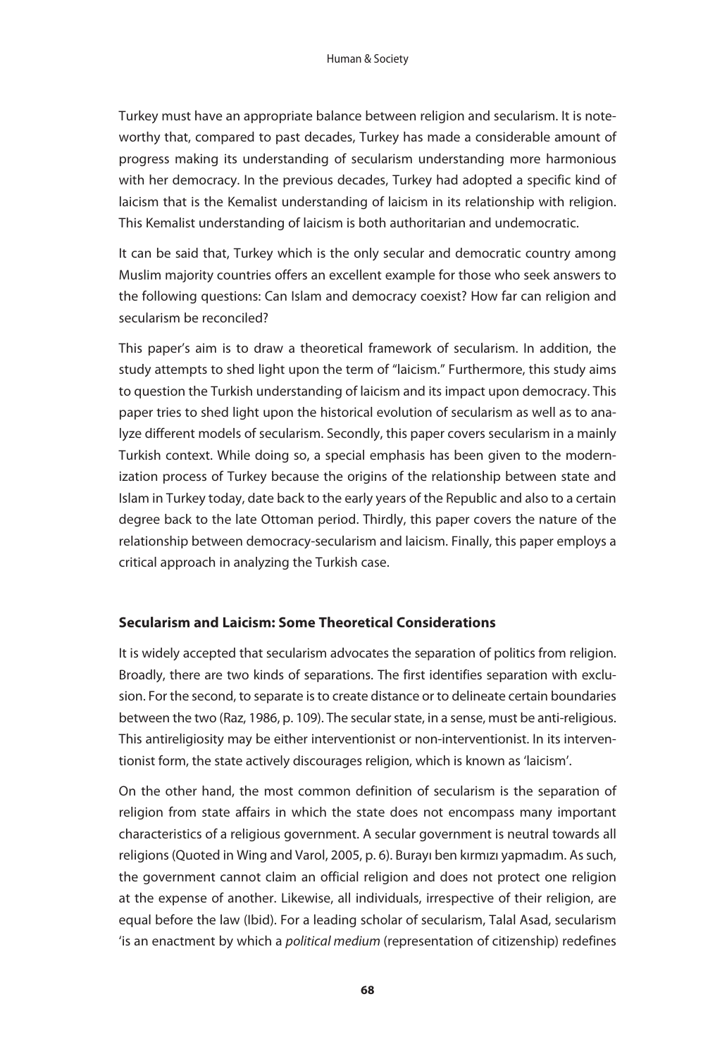Turkey must have an appropriate balance between religion and secularism. It is noteworthy that, compared to past decades, Turkey has made a considerable amount of progress making its understanding of secularism understanding more harmonious with her democracy. In the previous decades, Turkey had adopted a specific kind of laicism that is the Kemalist understanding of laicism in its relationship with religion. This Kemalist understanding of laicism is both authoritarian and undemocratic.

It can be said that, Turkey which is the only secular and democratic country among Muslim majority countries offers an excellent example for those who seek answers to the following questions: Can Islam and democracy coexist? How far can religion and secularism be reconciled?

This paper's aim is to draw a theoretical framework of secularism. In addition, the study attempts to shed light upon the term of "laicism." Furthermore, this study aims to question the Turkish understanding of laicism and its impact upon democracy. This paper tries to shed light upon the historical evolution of secularism as well as to analyze different models of secularism. Secondly, this paper covers secularism in a mainly Turkish context. While doing so, a special emphasis has been given to the modernization process of Turkey because the origins of the relationship between state and Islam in Turkey today, date back to the early years of the Republic and also to a certain degree back to the late Ottoman period. Thirdly, this paper covers the nature of the relationship between democracy-secularism and laicism. Finally, this paper employs a critical approach in analyzing the Turkish case.

### Secularism and Laicism: Some Theoretical Considerations

It is widely accepted that secularism advocates the separation of politics from religion. Broadly, there are two kinds of separations. The first identifies separation with exclusion. For the second, to separate is to create distance or to delineate certain boundaries between the two (Raz, 1986, p. 109). The secular state, in a sense, must be anti-religious. This antireligiosity may be either interventionist or non-interventionist. In its interventionist form, the state actively discourages religion, which is known as 'laicism'.

On the other hand, the most common definition of secularism is the separation of religion from state affairs in which the state does not encompass many important characteristics of a religious government. A secular government is neutral towards all religions (Quoted in Wing and Varol, 2005, p. 6). Burayı ben kırmızı yapmadım. As such, the government cannot claim an official religion and does not protect one religion at the expense of another. Likewise, all individuals, irrespective of their religion, are equal before the law (Ibid). For a leading scholar of secularism, Talal Asad, secularism 'is an enactment by which a *political medium* (representation of citizenship) redefines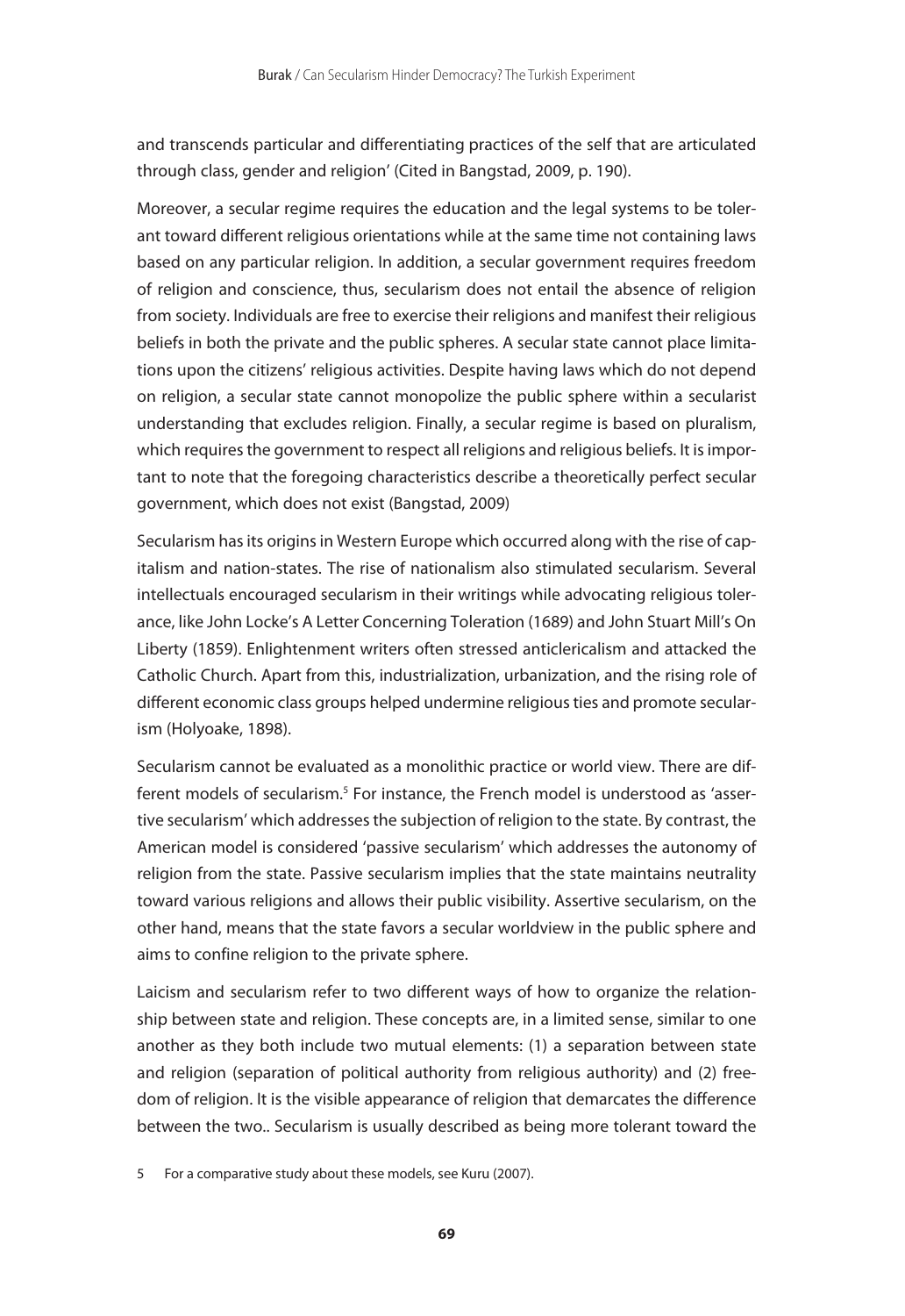and transcends particular and differentiating practices of the self that are articulated through class, gender and religion' (Cited in Bangstad, 2009, p. 190).

Moreover, a secular regime requires the education and the legal systems to be tolerant toward different religious orientations while at the same time not containing laws based on any particular religion. In addition, a secular government requires freedom of religion and conscience, thus, secularism does not entail the absence of religion from society. Individuals are free to exercise their religions and manifest their religious beliefs in both the private and the public spheres. A secular state cannot place limitations upon the citizens' religious activities. Despite having laws which do not depend on religion, a secular state cannot monopolize the public sphere within a secularist understanding that excludes religion. Finally, a secular regime is based on pluralism, which requires the government to respect all religions and religious beliefs. It is important to note that the foregoing characteristics describe a theoretically perfect secular government, which does not exist (Bangstad, 2009)

Secularism has its origins in Western Europe which occurred along with the rise of capitalism and nation-states. The rise of nationalism also stimulated secularism. Several intellectuals encouraged secularism in their writings while advocating religious tolerance, like John Locke's A Letter Concerning Toleration (1689) and John Stuart Mill's On Liberty (1859). Enlightenment writers often stressed anticlericalism and attacked the Catholic Church. Apart from this, industrialization, urbanization, and the rising role of different economic class groups helped undermine religious ties and promote secularism (Holyoake, 1898).

Secularism cannot be evaluated as a monolithic practice or world view. There are different models of secularism.[5] For instance, the French model is understood as 'assertive secularism' which addresses the subjection of religion to the state. By contrast, the American model is considered 'passive secularism' which addresses the autonomy of religion from the state. Passive secularism implies that the state maintains neutrality toward various religions and allows their public visibility. Assertive secularism, on the other hand, means that the state favors a secular worldview in the public sphere and aims to confine religion to the private sphere.

Laicism and secularism refer to two different ways of how to organize the relationship between state and religion. These concepts are, in a limited sense, similar to one another as they both include two mutual elements: (1) a separation between state and religion (separation of political authority from religious authority) and (2) freedom of religion. It is the visible appearance of religion that demarcates the difference between the two.. Secularism is usually described as being more tolerant toward the

5 For a comparative study about these models, see Kuru (2007).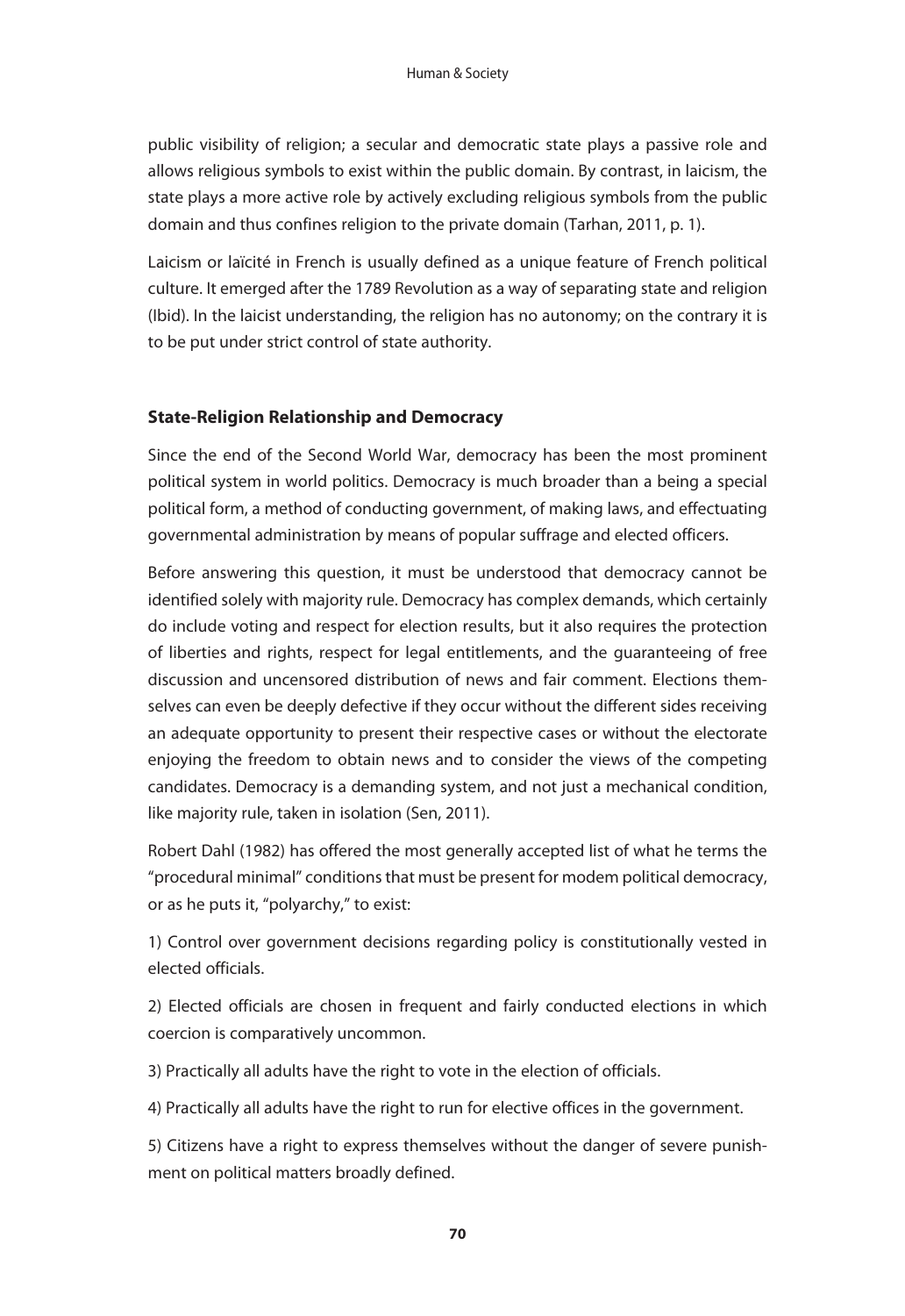public visibility of religion; a secular and democratic state plays a passive role and allows religious symbols to exist within the public domain. By contrast, in laicism, the state plays a more active role by actively excluding religious symbols from the public domain and thus confines religion to the private domain (Tarhan, 2011, p. 1).

Laicism or laïcité in French is usually defined as a unique feature of French political culture. It emerged after the 1789 Revolution as a way of separating state and religion (Ibid). In the laicist understanding, the religion has no autonomy; on the contrary it is to be put under strict control of state authority.

## State-Religion Relationship and Democracy

Since the end of the Second World War, democracy has been the most prominent political system in world politics. Democracy is much broader than a being a special political form, a method of conducting government, of making laws, and effectuating governmental administration by means of popular suffrage and elected officers.

Before answering this question, it must be understood that democracy cannot be identified solely with majority rule. Democracy has complex demands, which certainly do include voting and respect for election results, but it also requires the protection of liberties and rights, respect for legal entitlements, and the guaranteeing of free discussion and uncensored distribution of news and fair comment. Elections themselves can even be deeply defective if they occur without the different sides receiving an adequate opportunity to present their respective cases or without the electorate enjoying the freedom to obtain news and to consider the views of the competing candidates. Democracy is a demanding system, and not just a mechanical condition, like majority rule, taken in isolation (Sen, 2011).

Robert Dahl (1982) has offered the most generally accepted list of what he terms the "procedural minimal" conditions that must be present for modem political democracy, or as he puts it, "polyarchy," to exist:

1) Control over government decisions regarding policy is constitutionally vested in elected officials.

2) Elected officials are chosen in frequent and fairly conducted elections in which coercion is comparatively uncommon.

3) Practically all adults have the right to vote in the election of officials.

4) Practically all adults have the right to run for elective offices in the government.

5) Citizens have a right to express themselves without the danger of severe punishment on political matters broadly defined.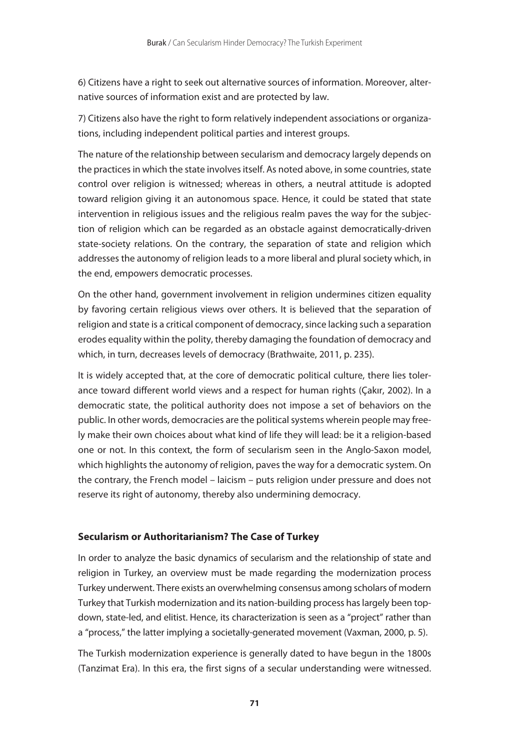6) Citizens have a right to seek out alternative sources of information. Moreover, alternative sources of information exist and are protected by law.

7) Citizens also have the right to form relatively independent associations or organizations, including independent political parties and interest groups.

The nature of the relationship between secularism and democracy largely depends on the practices in which the state involves itself. As noted above, in some countries, state control over religion is witnessed; whereas in others, a neutral attitude is adopted toward religion giving it an autonomous space. Hence, it could be stated that state intervention in religious issues and the religious realm paves the way for the subjection of religion which can be regarded as an obstacle against democratically-driven state-society relations. On the contrary, the separation of state and religion which addresses the autonomy of religion leads to a more liberal and plural society which, in the end, empowers democratic processes.

On the other hand, government involvement in religion undermines citizen equality by favoring certain religious views over others. It is believed that the separation of religion and state is a critical component of democracy, since lacking such a separation erodes equality within the polity, thereby damaging the foundation of democracy and which, in turn, decreases levels of democracy (Brathwaite, 2011, p. 235).

It is widely accepted that, at the core of democratic political culture, there lies tolerance toward different world views and a respect for human rights (Çakır, 2002). In a democratic state, the political authority does not impose a set of behaviors on the public. In other words, democracies are the political systems wherein people may freely make their own choices about what kind of life they will lead: be it a religion-based one or not. In this context, the form of secularism seen in the Anglo-Saxon model, which highlights the autonomy of religion, paves the way for a democratic system. On the contrary, the French model – laicism – puts religion under pressure and does not reserve its right of autonomy, thereby also undermining democracy.

## Secularism or Authoritarianism? The Case of Turkey

In order to analyze the basic dynamics of secularism and the relationship of state and religion in Turkey, an overview must be made regarding the modernization process Turkey underwent. There exists an overwhelming consensus among scholars of modern Turkey that Turkish modernization and its nation-building process has largely been top-down, state-led, and elitist. Hence, its characterization is seen as a "project" rather than a "process," the latter implying a societally-generated movement (Vaxman, 2000, p. 5).

The Turkish modernization experience is generally dated to have begun in the 1800s (Tanzimat Era). In this era, the first signs of a secular understanding were witnessed.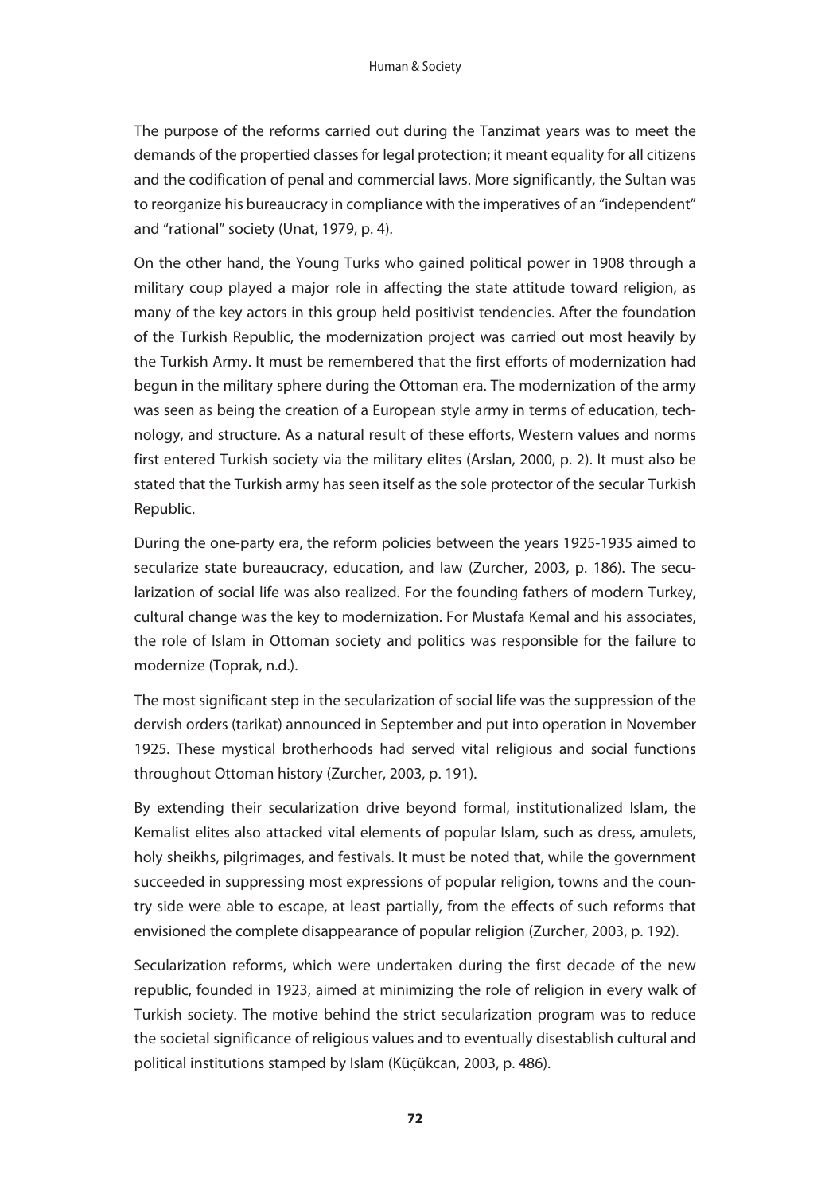The purpose of the reforms carried out during the Tanzimat years was to meet the demands of the propertied classes for legal protection; it meant equality for all citizens and the codification of penal and commercial laws. More significantly, the Sultan was to reorganize his bureaucracy in compliance with the imperatives of an "independent" and "rational" society (Unat, 1979, p. 4).

On the other hand, the Young Turks who gained political power in 1908 through a military coup played a major role in affecting the state attitude toward religion, as many of the key actors in this group held positivist tendencies. After the foundation of the Turkish Republic, the modernization project was carried out most heavily by the Turkish Army. It must be remembered that the first efforts of modernization had begun in the military sphere during the Ottoman era. The modernization of the army was seen as being the creation of a European style army in terms of education, technology, and structure. As a natural result of these efforts, Western values and norms first entered Turkish society via the military elites (Arslan, 2000, p. 2). It must also be stated that the Turkish army has seen itself as the sole protector of the secular Turkish Republic.

During the one-party era, the reform policies between the years 1925-1935 aimed to secularize state bureaucracy, education, and law (Zurcher, 2003, p. 186). The secularization of social life was also realized. For the founding fathers of modern Turkey, cultural change was the key to modernization. For Mustafa Kemal and his associates, the role of Islam in Ottoman society and politics was responsible for the failure to modernize (Toprak, n.d.).

The most significant step in the secularization of social life was the suppression of the dervish orders (tarikat) announced in September and put into operation in November 1925. These mystical brotherhoods had served vital religious and social functions throughout Ottoman history (Zurcher, 2003, p. 191).

By extending their secularization drive beyond formal, institutionalized Islam, the Kemalist elites also attacked vital elements of popular Islam, such as dress, amulets, holy sheikhs, pilgrimages, and festivals. It must be noted that, while the government succeeded in suppressing most expressions of popular religion, towns and the country side were able to escape, at least partially, from the effects of such reforms that envisioned the complete disappearance of popular religion (Zurcher, 2003, p. 192).

Secularization reforms, which were undertaken during the first decade of the new republic, founded in 1923, aimed at minimizing the role of religion in every walk of Turkish society. The motive behind the strict secularization program was to reduce the societal significance of religious values and to eventually disestablish cultural and political institutions stamped by Islam (Küçükcan, 2003, p. 486).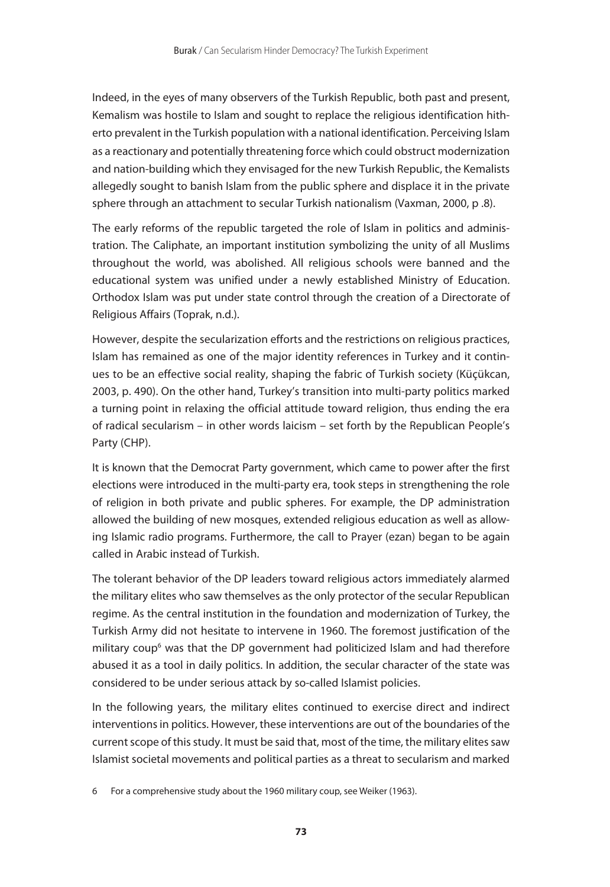Indeed, in the eyes of many observers of the Turkish Republic, both past and present, Kemalism was hostile to Islam and sought to replace the religious identification hitherto prevalent in the Turkish population with a national identification. Perceiving Islam as a reactionary and potentially threatening force which could obstruct modernization and nation-building which they envisaged for the new Turkish Republic, the Kemalists allegedly sought to banish Islam from the public sphere and displace it in the private sphere through an attachment to secular Turkish nationalism (Vaxman, 2000, p .8).

The early reforms of the republic targeted the role of Islam in politics and administration. The Caliphate, an important institution symbolizing the unity of all Muslims throughout the world, was abolished. All religious schools were banned and the educational system was unified under a newly established Ministry of Education. Orthodox Islam was put under state control through the creation of a Directorate of Religious Affairs (Toprak, n.d.).

However, despite the secularization efforts and the restrictions on religious practices, Islam has remained as one of the major identity references in Turkey and it continues to be an effective social reality, shaping the fabric of Turkish society (Küçükcan, 2003, p. 490). On the other hand, Turkey's transition into multi-party politics marked a turning point in relaxing the official attitude toward religion, thus ending the era of radical secularism – in other words laicism – set forth by the Republican People's Party (CHP).

It is known that the Democrat Party government, which came to power after the first elections were introduced in the multi-party era, took steps in strengthening the role of religion in both private and public spheres. For example, the DP administration allowed the building of new mosques, extended religious education as well as allowing Islamic radio programs. Furthermore, the call to Prayer (ezan) began to be again called in Arabic instead of Turkish.

The tolerant behavior of the DP leaders toward religious actors immediately alarmed the military elites who saw themselves as the only protector of the secular Republican regime. As the central institution in the foundation and modernization of Turkey, the Turkish Army did not hesitate to intervene in 1960. The foremost justification of the military coup[6] was that the DP government had politicized Islam and had therefore abused it as a tool in daily politics. In addition, the secular character of the state was considered to be under serious attack by so-called Islamist policies.

In the following years, the military elites continued to exercise direct and indirect interventions in politics. However, these interventions are out of the boundaries of the current scope of this study. It must be said that, most of the time, the military elites saw Islamist societal movements and political parties as a threat to secularism and marked

6 For a comprehensive study about the 1960 military coup, see Weiker (1963).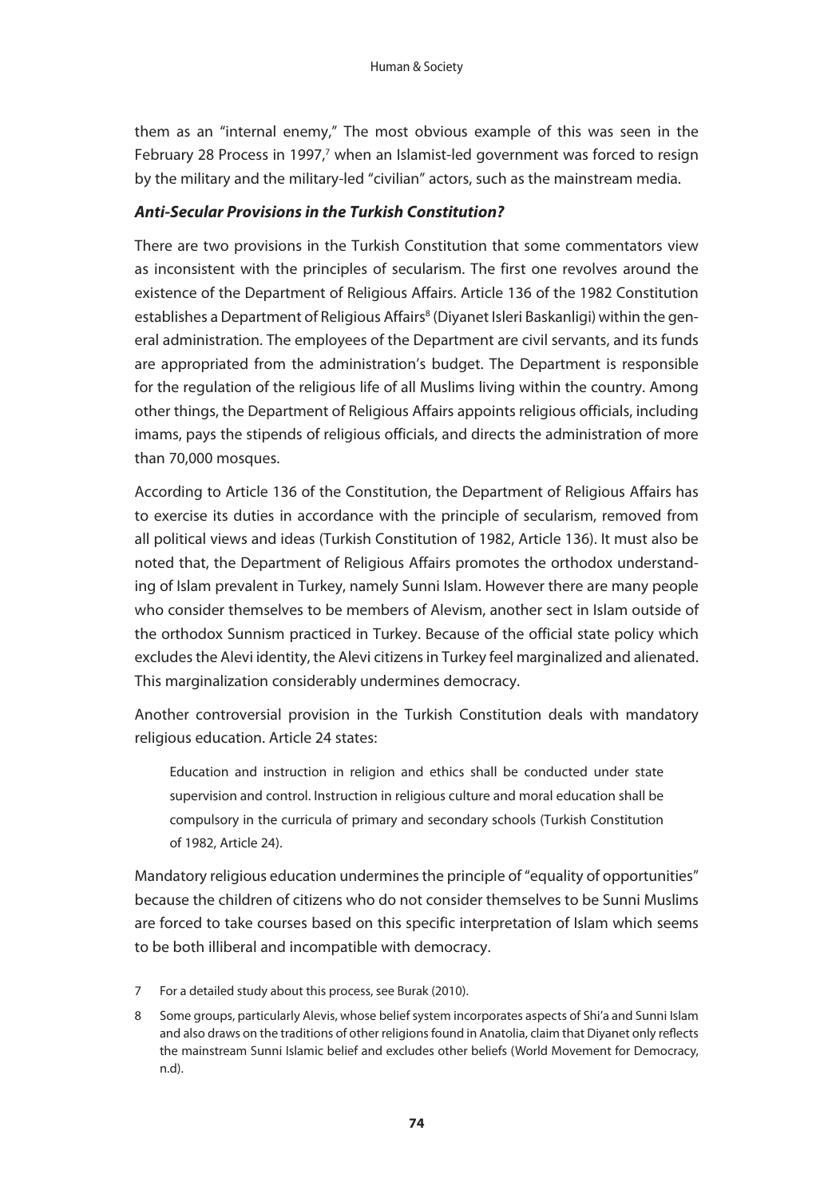them as an "internal enemy," The most obvious example of this was seen in the February 28 Process in 1997,[7] when an Islamist-led government was forced to resign by the military and the military-led "civilian" actors, such as the mainstream media.

### *Anti-Secular Provisions in the Turkish Constitution?*

There are two provisions in the Turkish Constitution that some commentators view as inconsistent with the principles of secularism. The first one revolves around the existence of the Department of Religious Affairs. Article 136 of the 1982 Constitution establishes a Department of Religious Affairs[8] (Diyanet Isleri Baskanligi) within the general administration. The employees of the Department are civil servants, and its funds are appropriated from the administration's budget. The Department is responsible for the regulation of the religious life of all Muslims living within the country. Among other things, the Department of Religious Affairs appoints religious officials, including imams, pays the stipends of religious officials, and directs the administration of more than 70,000 mosques.

According to Article 136 of the Constitution, the Department of Religious Affairs has to exercise its duties in accordance with the principle of secularism, removed from all political views and ideas (Turkish Constitution of 1982, Article 136). It must also be noted that, the Department of Religious Affairs promotes the orthodox understanding of Islam prevalent in Turkey, namely Sunni Islam. However there are many people who consider themselves to be members of Alevism, another sect in Islam outside of the orthodox Sunnism practiced in Turkey. Because of the official state policy which excludes the Alevi identity, the Alevi citizens in Turkey feel marginalized and alienated. This marginalization considerably undermines democracy.

Another controversial provision in the Turkish Constitution deals with mandatory religious education. Article 24 states:

> Education and instruction in religion and ethics shall be conducted under state supervision and control. Instruction in religious culture and moral education shall be compulsory in the curricula of primary and secondary schools (Turkish Constitution of 1982, Article 24).

Mandatory religious education undermines the principle of "equality of opportunities" because the children of citizens who do not consider themselves to be Sunni Muslims are forced to take courses based on this specific interpretation of Islam which seems to be both illiberal and incompatible with democracy.

---

7 For a detailed study about this process, see Burak (2010).

8 Some groups, particularly Alevis, whose belief system incorporates aspects of Shi'a and Sunni Islam and also draws on the traditions of other religions found in Anatolia, claim that Diyanet only reflects the mainstream Sunni Islamic belief and excludes other beliefs (World Movement for Democracy, n.d).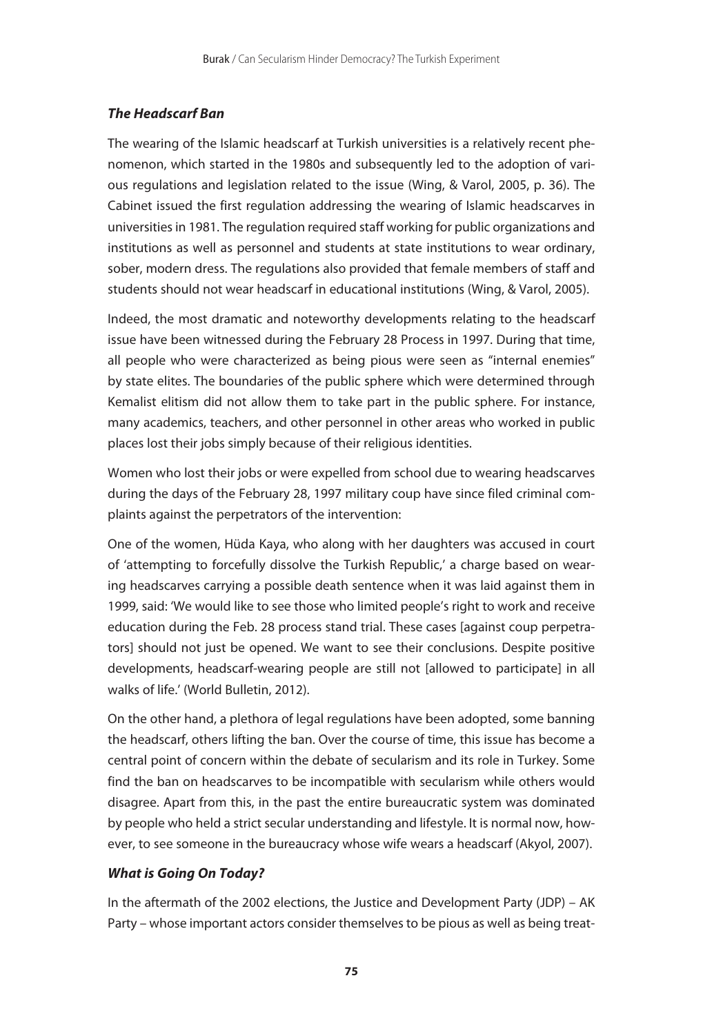### *The Headscarf Ban*

The wearing of the Islamic headscarf at Turkish universities is a relatively recent phenomenon, which started in the 1980s and subsequently led to the adoption of various regulations and legislation related to the issue (Wing, & Varol, 2005, p. 36). The Cabinet issued the first regulation addressing the wearing of Islamic headscarves in universities in 1981. The regulation required staff working for public organizations and institutions as well as personnel and students at state institutions to wear ordinary, sober, modern dress. The regulations also provided that female members of staff and students should not wear headscarf in educational institutions (Wing, & Varol, 2005).

Indeed, the most dramatic and noteworthy developments relating to the headscarf issue have been witnessed during the February 28 Process in 1997. During that time, all people who were characterized as being pious were seen as "internal enemies" by state elites. The boundaries of the public sphere which were determined through Kemalist elitism did not allow them to take part in the public sphere. For instance, many academics, teachers, and other personnel in other areas who worked in public places lost their jobs simply because of their religious identities.

Women who lost their jobs or were expelled from school due to wearing headscarves during the days of the February 28, 1997 military coup have since filed criminal complaints against the perpetrators of the intervention:

One of the women, Hüda Kaya, who along with her daughters was accused in court of 'attempting to forcefully dissolve the Turkish Republic,' a charge based on wearing headscarves carrying a possible death sentence when it was laid against them in 1999, said: 'We would like to see those who limited people's right to work and receive education during the Feb. 28 process stand trial. These cases [against coup perpetrators] should not just be opened. We want to see their conclusions. Despite positive developments, headscarf-wearing people are still not [allowed to participate] in all walks of life.' (World Bulletin, 2012).

On the other hand, a plethora of legal regulations have been adopted, some banning the headscarf, others lifting the ban. Over the course of time, this issue has become a central point of concern within the debate of secularism and its role in Turkey. Some find the ban on headscarves to be incompatible with secularism while others would disagree. Apart from this, in the past the entire bureaucratic system was dominated by people who held a strict secular understanding and lifestyle. It is normal now, however, to see someone in the bureaucracy whose wife wears a headscarf (Akyol, 2007).

### *What is Going On Today?*

In the aftermath of the 2002 elections, the Justice and Development Party (JDP) – AK Party – whose important actors consider themselves to be pious as well as being treat-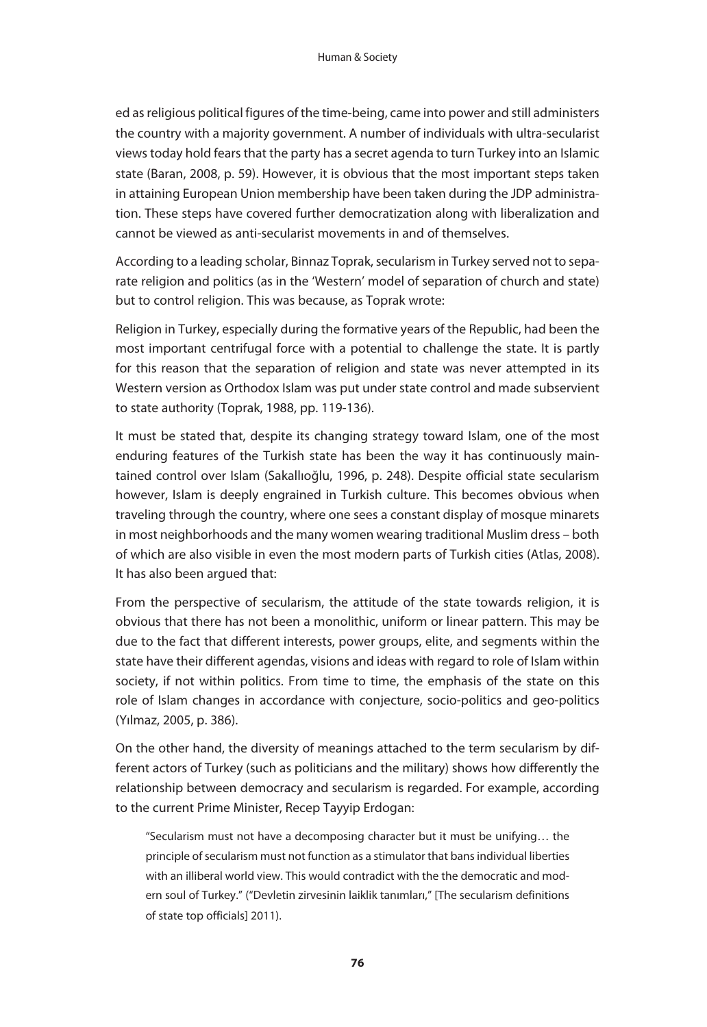ed as religious political figures of the time-being, came into power and still administers the country with a majority government. A number of individuals with ultra-secularist views today hold fears that the party has a secret agenda to turn Turkey into an Islamic state (Baran, 2008, p. 59). However, it is obvious that the most important steps taken in attaining European Union membership have been taken during the JDP administration. These steps have covered further democratization along with liberalization and cannot be viewed as anti-secularist movements in and of themselves.

According to a leading scholar, Binnaz Toprak, secularism in Turkey served not to separate religion and politics (as in the 'Western' model of separation of church and state) but to control religion. This was because, as Toprak wrote:

Religion in Turkey, especially during the formative years of the Republic, had been the most important centrifugal force with a potential to challenge the state. It is partly for this reason that the separation of religion and state was never attempted in its Western version as Orthodox Islam was put under state control and made subservient to state authority (Toprak, 1988, pp. 119-136).

It must be stated that, despite its changing strategy toward Islam, one of the most enduring features of the Turkish state has been the way it has continuously maintained control over Islam (Sakallıoğlu, 1996, p. 248). Despite official state secularism however, Islam is deeply engrained in Turkish culture. This becomes obvious when traveling through the country, where one sees a constant display of mosque minarets in most neighborhoods and the many women wearing traditional Muslim dress – both of which are also visible in even the most modern parts of Turkish cities (Atlas, 2008). It has also been argued that:

From the perspective of secularism, the attitude of the state towards religion, it is obvious that there has not been a monolithic, uniform or linear pattern. This may be due to the fact that different interests, power groups, elite, and segments within the state have their different agendas, visions and ideas with regard to role of Islam within society, if not within politics. From time to time, the emphasis of the state on this role of Islam changes in accordance with conjecture, socio-politics and geo-politics (Yılmaz, 2005, p. 386).

On the other hand, the diversity of meanings attached to the term secularism by different actors of Turkey (such as politicians and the military) shows how differently the relationship between democracy and secularism is regarded. For example, according to the current Prime Minister, Recep Tayyip Erdogan:

> "Secularism must not have a decomposing character but it must be unifying… the principle of secularism must not function as a stimulator that bans individual liberties with an illiberal world view. This would contradict with the the democratic and modern soul of Turkey." ("Devletin zirvesinin laiklik tanımları," [The secularism definitions of state top officials] 2011).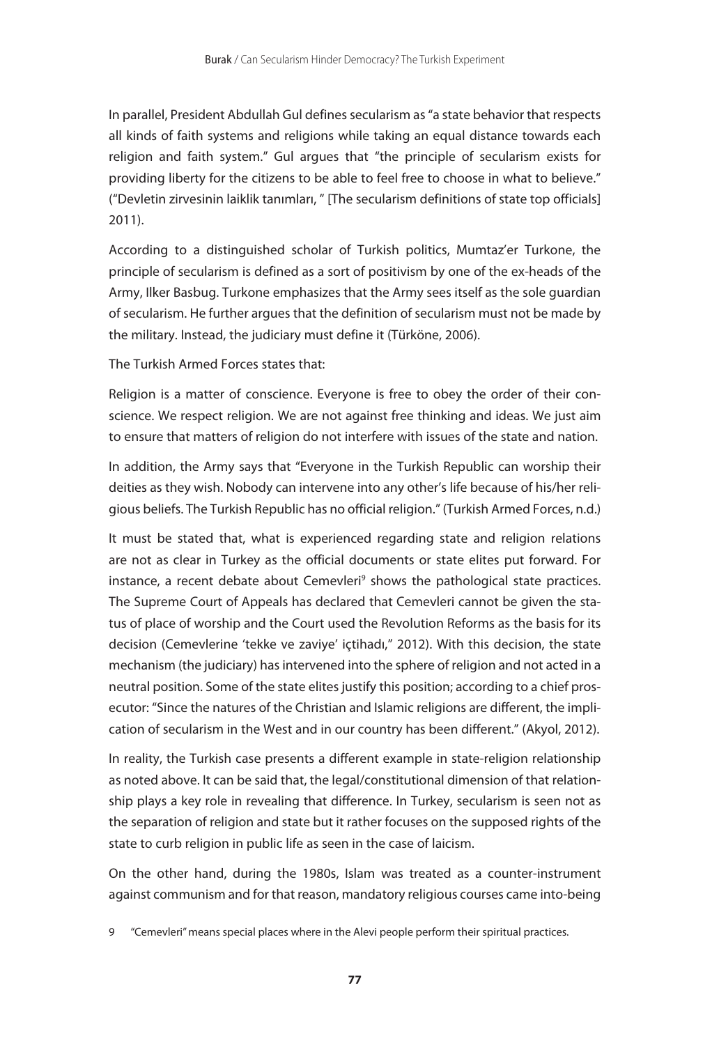In parallel, President Abdullah Gul defines secularism as "a state behavior that respects all kinds of faith systems and religions while taking an equal distance towards each religion and faith system." Gul argues that "the principle of secularism exists for providing liberty for the citizens to be able to feel free to choose in what to believe." ("Devletin zirvesinin laiklik tanımları, " [The secularism definitions of state top officials] 2011).

According to a distinguished scholar of Turkish politics, Mumtaz'er Turkone, the principle of secularism is defined as a sort of positivism by one of the ex-heads of the Army, Ilker Basbug. Turkone emphasizes that the Army sees itself as the sole guardian of secularism. He further argues that the definition of secularism must not be made by the military. Instead, the judiciary must define it (Türköne, 2006).

The Turkish Armed Forces states that:

Religion is a matter of conscience. Everyone is free to obey the order of their conscience. We respect religion. We are not against free thinking and ideas. We just aim to ensure that matters of religion do not interfere with issues of the state and nation.

In addition, the Army says that "Everyone in the Turkish Republic can worship their deities as they wish. Nobody can intervene into any other's life because of his/her religious beliefs. The Turkish Republic has no official religion." (Turkish Armed Forces, n.d.)

It must be stated that, what is experienced regarding state and religion relations are not as clear in Turkey as the official documents or state elites put forward. For instance, a recent debate about Cemevleri[9] shows the pathological state practices. The Supreme Court of Appeals has declared that Cemevleri cannot be given the status of place of worship and the Court used the Revolution Reforms as the basis for its decision (Cemevlerine 'tekke ve zaviye' içtihadı," 2012). With this decision, the state mechanism (the judiciary) has intervened into the sphere of religion and not acted in a neutral position. Some of the state elites justify this position; according to a chief prosecutor: "Since the natures of the Christian and Islamic religions are different, the implication of secularism in the West and in our country has been different." (Akyol, 2012).

In reality, the Turkish case presents a different example in state-religion relationship as noted above. It can be said that, the legal/constitutional dimension of that relationship plays a key role in revealing that difference. In Turkey, secularism is seen not as the separation of religion and state but it rather focuses on the supposed rights of the state to curb religion in public life as seen in the case of laicism.

On the other hand, during the 1980s, Islam was treated as a counter-instrument against communism and for that reason, mandatory religious courses came into-being

9 "Cemevleri" means special places where in the Alevi people perform their spiritual practices.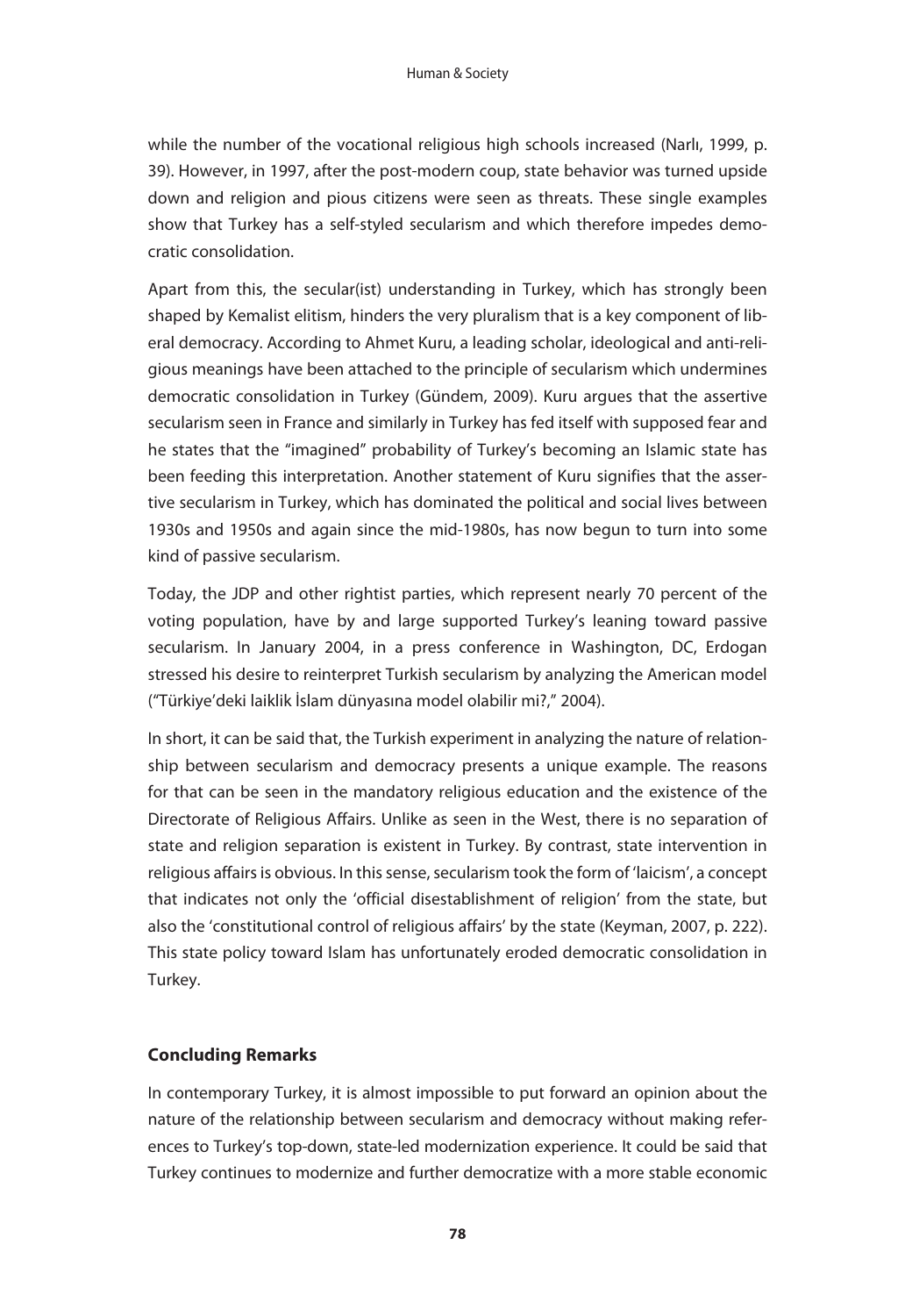while the number of the vocational religious high schools increased (Narlı, 1999, p. 39). However, in 1997, after the post-modern coup, state behavior was turned upside down and religion and pious citizens were seen as threats. These single examples show that Turkey has a self-styled secularism and which therefore impedes democratic consolidation.

Apart from this, the secular(ist) understanding in Turkey, which has strongly been shaped by Kemalist elitism, hinders the very pluralism that is a key component of liberal democracy. According to Ahmet Kuru, a leading scholar, ideological and anti-religious meanings have been attached to the principle of secularism which undermines democratic consolidation in Turkey (Gündem, 2009). Kuru argues that the assertive secularism seen in France and similarly in Turkey has fed itself with supposed fear and he states that the "imagined" probability of Turkey's becoming an Islamic state has been feeding this interpretation. Another statement of Kuru signifies that the assertive secularism in Turkey, which has dominated the political and social lives between 1930s and 1950s and again since the mid-1980s, has now begun to turn into some kind of passive secularism.

Today, the JDP and other rightist parties, which represent nearly 70 percent of the voting population, have by and large supported Turkey's leaning toward passive secularism. In January 2004, in a press conference in Washington, DC, Erdogan stressed his desire to reinterpret Turkish secularism by analyzing the American model ("Türkiye'deki laiklik İslam dünyasına model olabilir mi?," 2004).

In short, it can be said that, the Turkish experiment in analyzing the nature of relationship between secularism and democracy presents a unique example. The reasons for that can be seen in the mandatory religious education and the existence of the Directorate of Religious Affairs. Unlike as seen in the West, there is no separation of state and religion separation is existent in Turkey. By contrast, state intervention in religious affairs is obvious. In this sense, secularism took the form of 'laicism', a concept that indicates not only the 'official disestablishment of religion' from the state, but also the 'constitutional control of religious affairs' by the state (Keyman, 2007, p. 222). This state policy toward Islam has unfortunately eroded democratic consolidation in Turkey.

### Concluding Remarks

In contemporary Turkey, it is almost impossible to put forward an opinion about the nature of the relationship between secularism and democracy without making references to Turkey's top-down, state-led modernization experience. It could be said that Turkey continues to modernize and further democratize with a more stable economic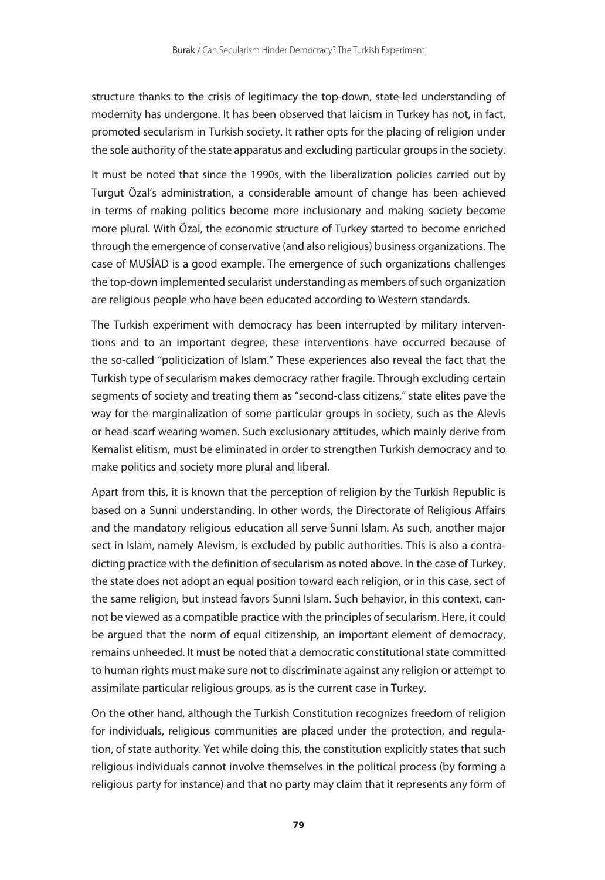structure thanks to the crisis of legitimacy the top-down, state-led understanding of modernity has undergone. It has been observed that laicism in Turkey has not, in fact, promoted secularism in Turkish society. It rather opts for the placing of religion under the sole authority of the state apparatus and excluding particular groups in the society.

It must be noted that since the 1990s, with the liberalization policies carried out by Turgut Özal's administration, a considerable amount of change has been achieved in terms of making politics become more inclusionary and making society become more plural. With Özal, the economic structure of Turkey started to become enriched through the emergence of conservative (and also religious) business organizations. The case of MUSİAD is a good example. The emergence of such organizations challenges the top-down implemented secularist understanding as members of such organization are religious people who have been educated according to Western standards.

The Turkish experiment with democracy has been interrupted by military interventions and to an important degree, these interventions have occurred because of the so-called "politicization of Islam." These experiences also reveal the fact that the Turkish type of secularism makes democracy rather fragile. Through excluding certain segments of society and treating them as "second-class citizens," state elites pave the way for the marginalization of some particular groups in society, such as the Alevis or head-scarf wearing women. Such exclusionary attitudes, which mainly derive from Kemalist elitism, must be eliminated in order to strengthen Turkish democracy and to make politics and society more plural and liberal.

Apart from this, it is known that the perception of religion by the Turkish Republic is based on a Sunni understanding. In other words, the Directorate of Religious Affairs and the mandatory religious education all serve Sunni Islam. As such, another major sect in Islam, namely Alevism, is excluded by public authorities. This is also a contradicting practice with the definition of secularism as noted above. In the case of Turkey, the state does not adopt an equal position toward each religion, or in this case, sect of the same religion, but instead favors Sunni Islam. Such behavior, in this context, cannot be viewed as a compatible practice with the principles of secularism. Here, it could be argued that the norm of equal citizenship, an important element of democracy, remains unheeded. It must be noted that a democratic constitutional state committed to human rights must make sure not to discriminate against any religion or attempt to assimilate particular religious groups, as is the current case in Turkey.

On the other hand, although the Turkish Constitution recognizes freedom of religion for individuals, religious communities are placed under the protection, and regulation, of state authority. Yet while doing this, the constitution explicitly states that such religious individuals cannot involve themselves in the political process (by forming a religious party for instance) and that no party may claim that it represents any form of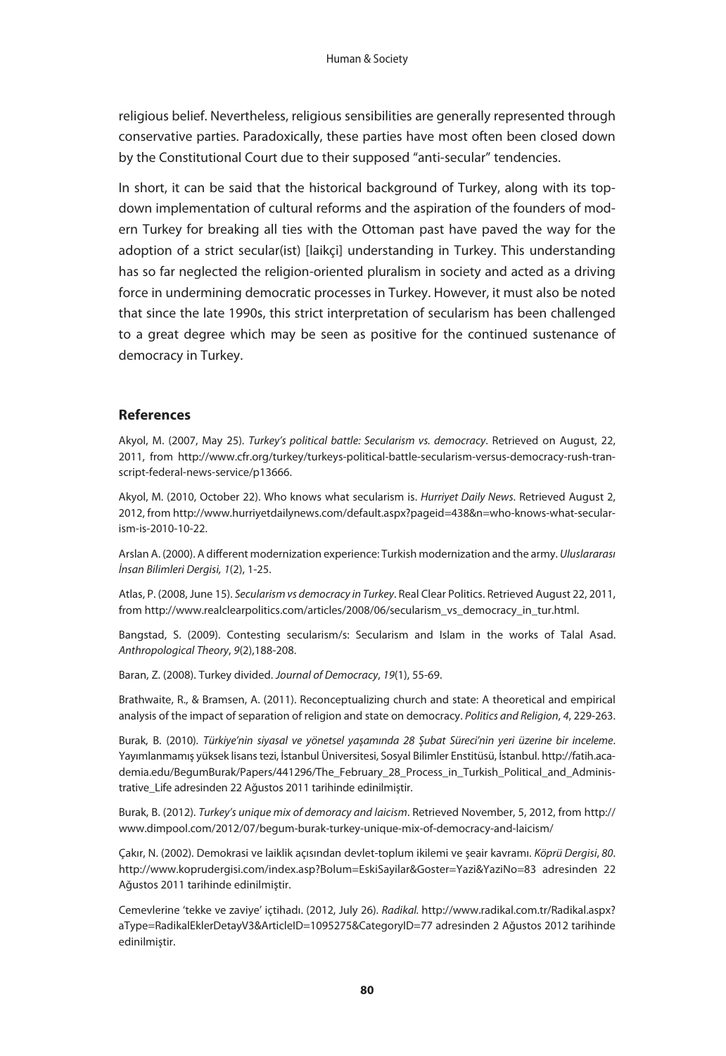religious belief. Nevertheless, religious sensibilities are generally represented through conservative parties. Paradoxically, these parties have most often been closed down by the Constitutional Court due to their supposed "anti-secular" tendencies.

In short, it can be said that the historical background of Turkey, along with its top-down implementation of cultural reforms and the aspiration of the founders of modern Turkey for breaking all ties with the Ottoman past have paved the way for the adoption of a strict secular(ist) [laikçi] understanding in Turkey. This understanding has so far neglected the religion-oriented pluralism in society and acted as a driving force in undermining democratic processes in Turkey. However, it must also be noted that since the late 1990s, this strict interpretation of secularism has been challenged to a great degree which may be seen as positive for the continued sustenance of democracy in Turkey.

## References

Akyol, M. (2007, May 25). *Turkey's political battle: Secularism vs. democracy*. Retrieved on August, 22, 2011, from http://www.cfr.org/turkey/turkeys-political-battle-secularism-versus-democracy-rush-transcript-federal-news-service/p13666.

Akyol, M. (2010, October 22). Who knows what secularism is. *Hurriyet Daily News*. Retrieved August 2, 2012, from http://www.hurriyetdailynews.com/default.aspx?pageid=438&n=who-knows-what-secularism-is-2010-10-22.

Arslan A. (2000). A different modernization experience: Turkish modernization and the army. *Uluslararası İnsan Bilimleri Dergisi, 1*(2), 1-25.

Atlas, P. (2008, June 15). *Secularism vs democracy in Turkey*. Real Clear Politics. Retrieved August 22, 2011, from http://www.realclearpolitics.com/articles/2008/06/secularism_vs_democracy_in_tur.html.

Bangstad, S. (2009). Contesting secularism/s: Secularism and Islam in the works of Talal Asad. *Anthropological Theory*, *9*(2),188-208.

Baran, Z. (2008). Turkey divided. *Journal of Democracy*, *19*(1), 55-69.

Brathwaite, R., & Bramsen, A. (2011). Reconceptualizing church and state: A theoretical and empirical analysis of the impact of separation of religion and state on democracy. *Politics and Religion*, *4*, 229-263.

Burak, B. (2010). *Türkiye'nin siyasal ve yönetsel yaşamında 28 Şubat Süreci'nin yeri üzerine bir inceleme*. Yayımlanmamış yüksek lisans tezi, İstanbul Üniversitesi, Sosyal Bilimler Enstitüsü, İstanbul. http://fatih.academia.edu/BegumBurak/Papers/441296/The_February_28_Process_in_Turkish_Political_and_Administrative_Life adresinden 22 Ağustos 2011 tarihinde edinilmiştir.

Burak, B. (2012). *Turkey's unique mix of demoracy and laicism*. Retrieved November, 5, 2012, from http://www.dimpool.com/2012/07/begum-burak-turkey-unique-mix-of-democracy-and-laicism/

Çakır, N. (2002). Demokrasi ve laiklik açısından devlet-toplum ikilemi ve şeair kavramı. *Köprü Dergisi*, *80*. http://www.koprudergisi.com/index.asp?Bolum=EskiSayilar&Goster=Yazi&YaziNo=83 adresinden 22 Ağustos 2011 tarihinde edinilmiştir.

Cemevlerine 'tekke ve zaviye' içtihadı. (2012, July 26). *Radikal.* http://www.radikal.com.tr/Radikal.aspx?aType=RadikalEklerDetayV3&ArticleID=1095275&CategoryID=77 adresinden 2 Ağustos 2012 tarihinde edinilmiştir.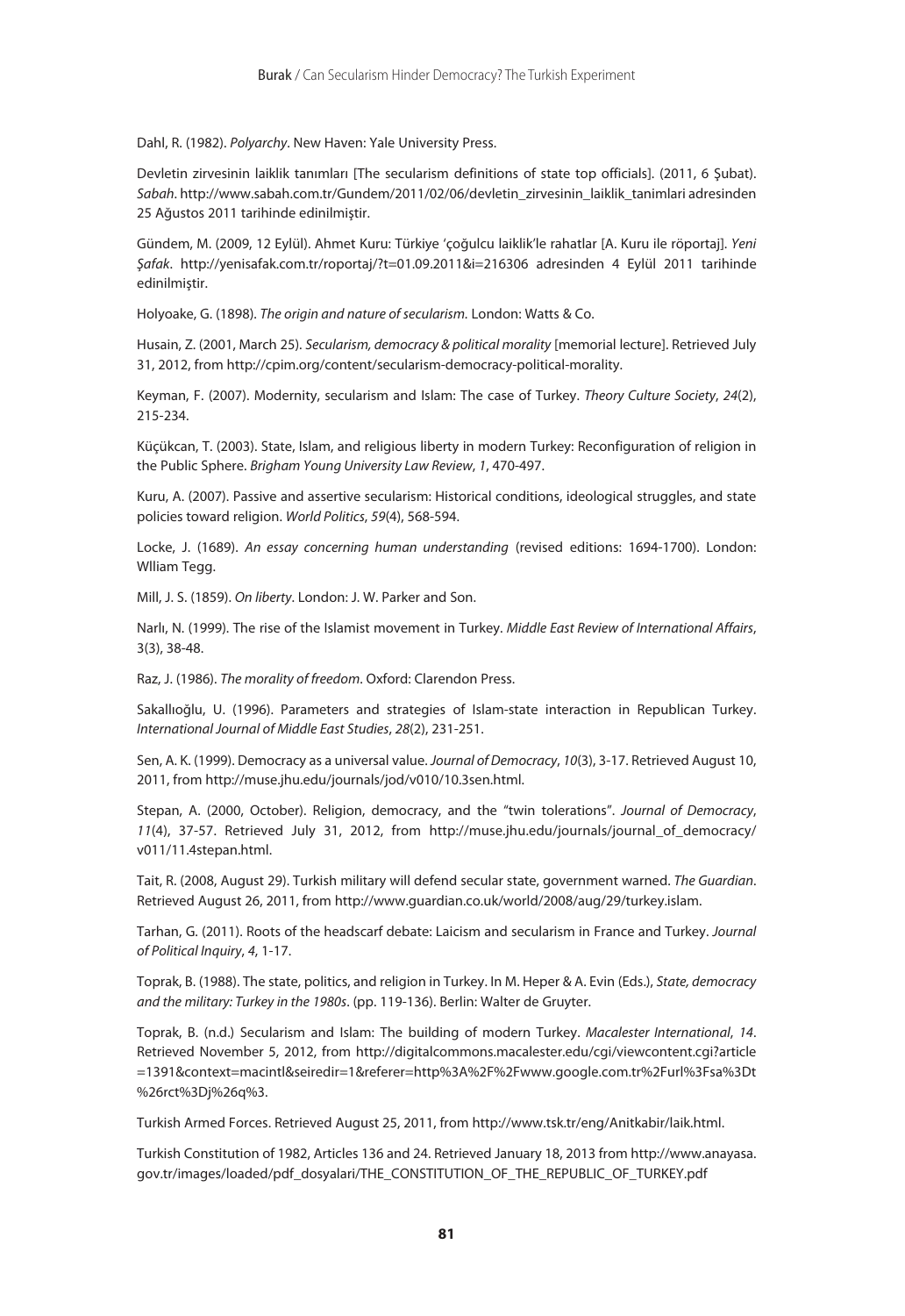Dahl, R. (1982). *Polyarchy*. New Haven: Yale University Press.

Devletin zirvesinin laiklik tanımları [The secularism definitions of state top officials]. (2011, 6 Şubat). *Sabah*. http://www.sabah.com.tr/Gundem/2011/02/06/devletin_zirvesinin_laiklik_tanimlari adresinden 25 Ağustos 2011 tarihinde edinilmiştir.

Gündem, M. (2009, 12 Eylül). Ahmet Kuru: Türkiye 'çoğulcu laiklik'le rahatlar [A. Kuru ile röportaj]. *Yeni Şafak*. http://yenisafak.com.tr/roportaj/?t=01.09.2011&i=216306 adresinden 4 Eylül 2011 tarihinde edinilmiştir.

Holyoake, G. (1898). *The origin and nature of secularism.* London: Watts & Co.

Husain, Z. (2001, March 25). *Secularism, democracy & political morality* [memorial lecture]. Retrieved July 31, 2012, from http://cpim.org/content/secularism-democracy-political-morality.

Keyman, F. (2007). Modernity, secularism and Islam: The case of Turkey. *Theory Culture Society*, *24*(2), 215-234.

Küçükcan, T. (2003). State, Islam, and religious liberty in modern Turkey: Reconfiguration of religion in the Public Sphere. *Brigham Young University Law Review*, *1*, 470-497.

Kuru, A. (2007). Passive and assertive secularism: Historical conditions, ideological struggles, and state policies toward religion. *World Politics*, *59*(4), 568-594.

Locke, J. (1689). *An essay concerning human understanding* (revised editions: 1694-1700). London: Wlliam Tegg.

Mill, J. S. (1859). *On liberty*. London: J. W. Parker and Son.

Narlı, N. (1999). The rise of the Islamist movement in Turkey. *Middle East Review of International Affairs*, 3(3), 38-48.

Raz, J. (1986). *The morality of freedom*. Oxford: Clarendon Press.

Sakallıoğlu, U. (1996). Parameters and strategies of Islam-state interaction in Republican Turkey. *International Journal of Middle East Studies*, *28*(2), 231-251.

Sen, A. K. (1999). Democracy as a universal value. *Journal of Democracy*, *10*(3), 3-17. Retrieved August 10, 2011, from http://muse.jhu.edu/journals/jod/v010/10.3sen.html.

Stepan, A. (2000, October). Religion, democracy, and the "twin tolerations". *Journal of Democracy*, *11*(4), 37-57. Retrieved July 31, 2012, from http://muse.jhu.edu/journals/journal_of_democracy/v011/11.4stepan.html.

Tait, R. (2008, August 29). Turkish military will defend secular state, government warned. *The Guardian*. Retrieved August 26, 2011, from http://www.guardian.co.uk/world/2008/aug/29/turkey.islam.

Tarhan, G. (2011). Roots of the headscarf debate: Laicism and secularism in France and Turkey. *Journal of Political Inquiry*, *4*, 1-17.

Toprak, B. (1988). The state, politics, and religion in Turkey. In M. Heper & A. Evin (Eds.), *State, democracy and the military: Turkey in the 1980s*. (pp. 119-136). Berlin: Walter de Gruyter.

Toprak, B. (n.d.) Secularism and Islam: The building of modern Turkey. *Macalester International*, *14*. Retrieved November 5, 2012, from http://digitalcommons.macalester.edu/cgi/viewcontent.cgi?article=1391&context=macintl&seiredir=1&referer=http%3A%2F%2Fwww.google.com.tr%2Furl%3Fsa%3Dt%26rct%3Dj%26q%3.

Turkish Armed Forces. Retrieved August 25, 2011, from http://www.tsk.tr/eng/Anitkabir/laik.html.

Turkish Constitution of 1982, Articles 136 and 24. Retrieved January 18, 2013 from http://www.anayasa.gov.tr/images/loaded/pdf_dosyalari/THE_CONSTITUTION_OF_THE_REPUBLIC_OF_TURKEY.pdf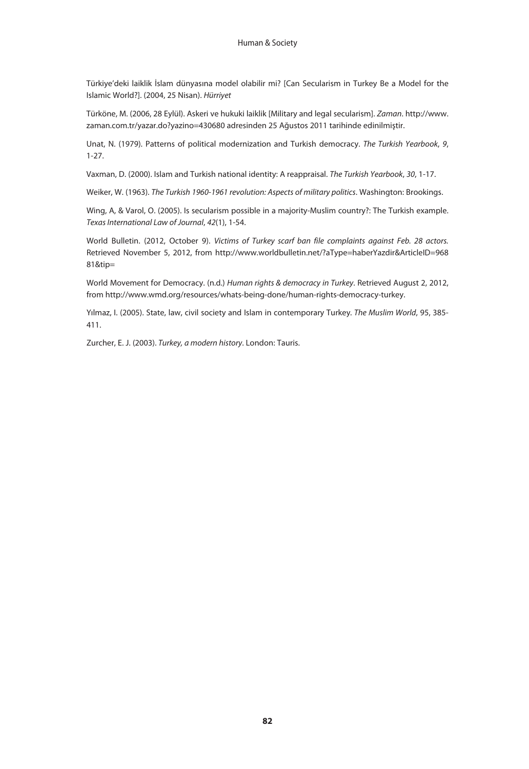Türkiye'deki laiklik İslam dünyasına model olabilir mi? [Can Secularism in Turkey Be a Model for the Islamic World?]. (2004, 25 Nisan). *Hürriyet*

Türköne, M. (2006, 28 Eylül). Askeri ve hukuki laiklik [Military and legal secularism]. *Zaman*. http://www.zaman.com.tr/yazar.do?yazino=430680 adresinden 25 Ağustos 2011 tarihinde edinilmiştir.

Unat, N. (1979). Patterns of political modernization and Turkish democracy. *The Turkish Yearbook*, *9*, 1-27.

Vaxman, D. (2000). Islam and Turkish national identity: A reappraisal. *The Turkish Yearbook*, *30*, 1-17.

Weiker, W. (1963). *The Turkish 1960-1961 revolution: Aspects of military politics*. Washington: Brookings.

Wing, A, & Varol, O. (2005). Is secularism possible in a majority-Muslim country?: The Turkish example. *Texas International Law of Journal*, *42*(1), 1-54.

World Bulletin. (2012, October 9). *Victims of Turkey scarf ban file complaints against Feb. 28 actors.* Retrieved November 5, 2012, from http://www.worldbulletin.net/?aType=haberYazdir&ArticleID=96881&tip=

World Movement for Democracy. (n.d.) *Human rights & democracy in Turkey*. Retrieved August 2, 2012, from http://www.wmd.org/resources/whats-being-done/human-rights-democracy-turkey.

Yılmaz, I. (2005). State, law, civil society and Islam in contemporary Turkey. *The Muslim World*, 95, 385-411.

Zurcher, E. J. (2003). *Turkey, a modern history*. London: Tauris.